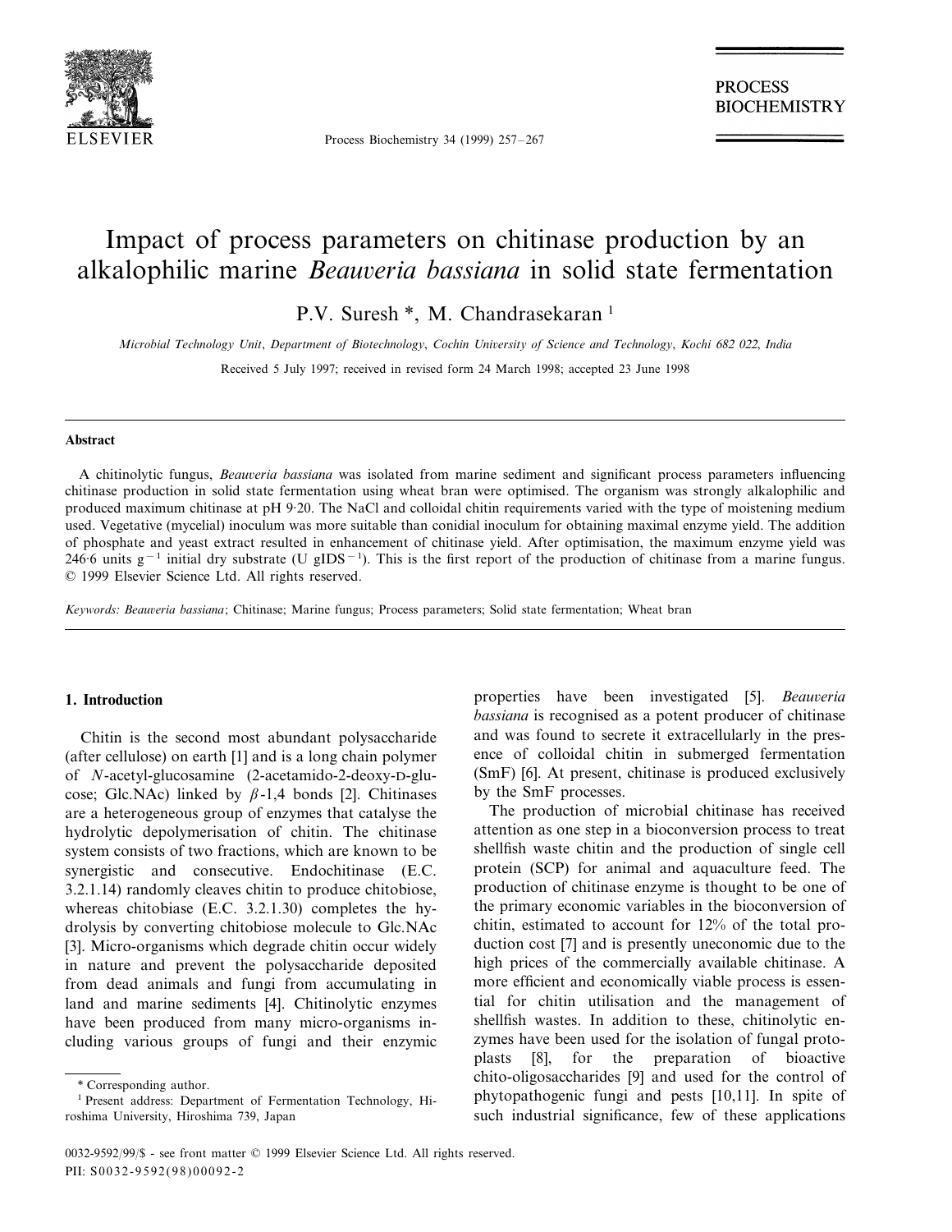# Impact of process parameters on chitinase production by an alkalophilic marine *Beauveria bassiana* in solid state fermentation

P.V. Suresh *, M. Chandrasekaran [1]

*Microbial Technology Unit, Department of Biotechnology, Cochin University of Science and Technology, Kochi 682 022, India*

Received 5 July 1997; received in revised form 24 March 1998; accepted 23 June 1998

## Abstract

A chitinolytic fungus, *Beauveria bassiana* was isolated from marine sediment and significant process parameters influencing chitinase production in solid state fermentation using wheat bran were optimised. The organism was strongly alkalophilic and produced maximum chitinase at pH 9·20. The NaCl and colloidal chitin requirements varied with the type of moistening medium used. Vegetative (mycelial) inoculum was more suitable than conidial inoculum for obtaining maximal enzyme yield. The addition of phosphate and yeast extract resulted in enhancement of chitinase yield. After optimisation, the maximum enzyme yield was 246·6 units $g^{-1}$ initial dry substrate (U $gIDS^{-1}$). This is the first report of the production of chitinase from a marine fungus. © 1999 Elsevier Science Ltd. All rights reserved.

*Keywords:* *Beauveria bassiana*; Chitinase; Marine fungus; Process parameters; Solid state fermentation; Wheat bran

## 1. Introduction

Chitin is the second most abundant polysaccharide (after cellulose) on earth [1] and is a long chain polymer of *N*-acetyl-glucosamine (2-acetamido-2-deoxy-D-glucose; Glc.NAc) linked by $\beta$-1,4 bonds [2]. Chitinases are a heterogeneous group of enzymes that catalyse the hydrolytic depolymerisation of chitin. The chitinase system consists of two fractions, which are known to be synergistic and consecutive. Endochitinase (E.C. 3.2.1.14) randomly cleaves chitin to produce chitobiose, whereas chitobiase (E.C. 3.2.1.30) completes the hydrolysis by converting chitobiose molecule to Glc.NAc [3]. Micro-organisms which degrade chitin occur widely in nature and prevent the polysaccharide deposited from dead animals and fungi from accumulating in land and marine sediments [4]. Chitinolytic enzymes have been produced from many micro-organisms including various groups of fungi and their enzymic properties have been investigated [5]. *Beauveria bassiana* is recognised as a potent producer of chitinase and was found to secrete it extracellularly in the presence of colloidal chitin in submerged fermentation (SmF) [6]. At present, chitinase is produced exclusively by the SmF processes.

The production of microbial chitinase has received attention as one step in a bioconversion process to treat shellfish waste chitin and the production of single cell protein (SCP) for animal and aquaculture feed. The production of chitinase enzyme is thought to be one of the primary economic variables in the bioconversion of chitin, estimated to account for 12% of the total production cost [7] and is presently uneconomic due to the high prices of the commercially available chitinase. A more efficient and economically viable process is essential for chitin utilisation and the management of shellfish wastes. In addition to these, chitinolytic enzymes have been used for the isolation of fungal protoplasts [8], for the preparation of bioactive chito-oligosaccharides [9] and used for the control of phytopathogenic fungi and pests [10,11]. In spite of such industrial significance, few of these applications

* Corresponding author.

[1] Present address: Department of Fermentation Technology, Hiroshima University, Hiroshima 739, Japan

0032-9592/99/$ - see front matter © 1999 Elsevier Science Ltd. All rights reserved.
PII: S0032-9592(98)00092-2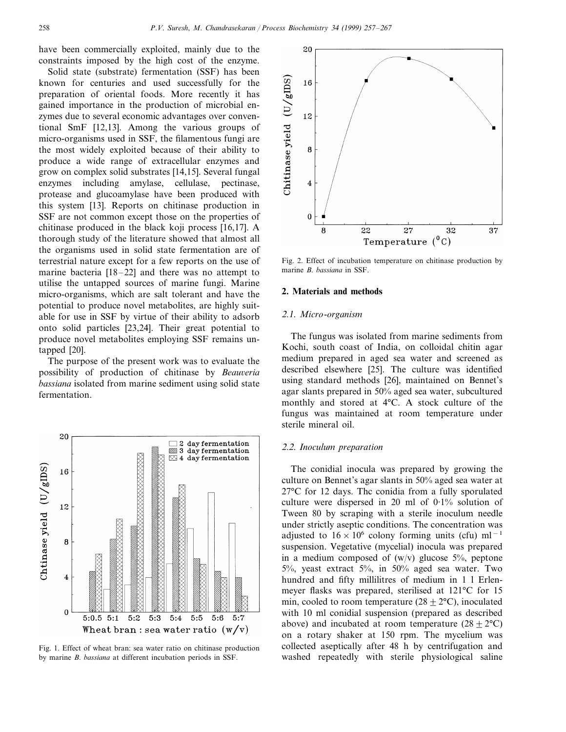have been commercially exploited, mainly due to the constraints imposed by the high cost of the enzyme.

Solid state (substrate) fermentation (SSF) has been known for centuries and used successfully for the preparation of oriental foods. More recently it has gained importance in the production of microbial enzymes due to several economic advantages over conventional SmF [12,13]. Among the various groups of micro-organisms used in SSF, the filamentous fungi are the most widely exploited because of their ability to produce a wide range of extracellular enzymes and grow on complex solid substrates [14,15]. Several fungal enzymes including amylase, cellulase, pectinase, protease and glucoamylase have been produced with this system [13]. Reports on chitinase production in SSF are not common except those on the properties of chitinase produced in the black koji process [16,17]. A thorough study of the literature showed that almost all the organisms used in solid state fermentation are of terrestrial nature except for a few reports on the use of marine bacteria [18–22] and there was no attempt to utilise the untapped sources of marine fungi. Marine micro-organisms, which are salt tolerant and have the potential to produce novel metabolites, are highly suitable for use in SSF by virtue of their ability to adsorb onto solid particles [23,24]. Their great potential to produce novel metabolites employing SSF remains untapped [20].

The purpose of the present work was to evaluate the possibility of production of chitinase by *Beauveria bassiana* isolated from marine sediment using solid state fermentation.

Fig. 1. Effect of wheat bran: sea water ratio on chitinase production by marine *B. bassiana* at different incubation periods in SSF.

Fig. 2. Effect of incubation temperature on chitinase production by marine *B. bassiana* in SSF.

## 2. Materials and methods

### 2.1. Micro-organism

The fungus was isolated from marine sediments from Kochi, south coast of India, on colloidal chitin agar medium prepared in aged sea water and screened as described elsewhere [25]. The culture was identified using standard methods [26], maintained on Bennet's agar slants prepared in 50% aged sea water, subcultured monthly and stored at 4°C. A stock culture of the fungus was maintained at room temperature under sterile mineral oil.

### 2.2. Inoculum preparation

The conidial inocula was prepared by growing the culture on Bennet's agar slants in 50% aged sea water at 27°C for 12 days. Thc conidia from a fully sporulated culture were dispersed in 20 ml of 0·1% solution of Tween 80 by scraping with a sterile inoculum needle under strictly aseptic conditions. The concentration was adjusted to $16 \times 10^6$ colony forming units (cfu) $ml^{-1}$ suspension. Vegetative (mycelial) inocula was prepared in a medium composed of (w/v) glucose 5%, peptone 5%, yeast extract 5%, in 50% aged sea water. Two hundred and fifty millilitres of medium in 1 l Erlenmeyer flasks was prepared, sterilised at 121°C for 15 min, cooled to room temperature (28 ± 2°C), inoculated with 10 ml conidial suspension (prepared as described above) and incubated at room temperature (28 ± 2°C) on a rotary shaker at 150 rpm. The mycelium was collected aseptically after 48 h by centrifugation and washed repeatedly with sterile physiological saline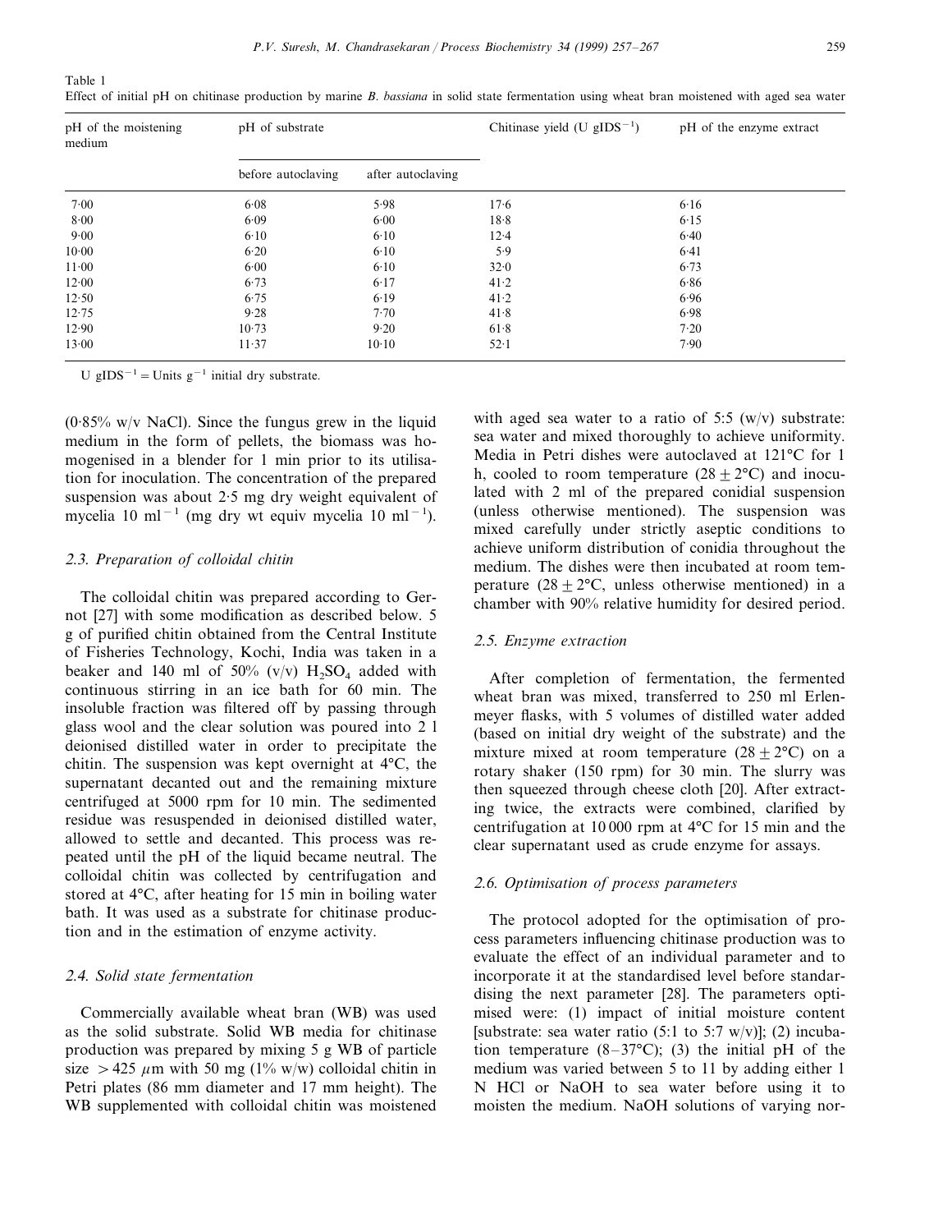Table 1
Effect of initial pH on chitinase production by marine *B. bassiana* in solid state fermentation using wheat bran moistened with aged sea water

| pH of the moistening medium | pH of substrate | | Chitinase yield (U $gIDS^{-1}$) | pH of the enzyme extract |
|---|---|---|---|---|
| | before autoclaving | after autoclaving | | |
| 7·00 | 6·08 | 5·98 | 17·6 | 6·16 |
| 8·00 | 6·09 | 6·00 | 18·8 | 6·15 |
| 9·00 | 6·10 | 6·10 | 12·4 | 6·40 |
| 10·00 | 6·20 | 6·10 | 5·9 | 6·41 |
| 11·00 | 6·00 | 6·10 | 32·0 | 6·73 |
| 12·00 | 6·73 | 6·17 | 41·2 | 6·86 |
| 12·50 | 6·75 | 6·19 | 41·2 | 6·96 |
| 12·75 | 9·28 | 7·70 | 41·8 | 6·98 |
| 12·90 | 10·73 | 9·20 | 61·8 | 7·20 |
| 13·00 | 11·37 | 10·10 | 52·1 | 7·90 |

U $gIDS^{-1}$ = Units $g^{-1}$ initial dry substrate.

(0·85% w/v NaCl). Since the fungus grew in the liquid medium in the form of pellets, the biomass was homogenised in a blender for 1 min prior to its utilisation for inoculation. The concentration of the prepared suspension was about 2·5 mg dry weight equivalent of mycelia 10 $ml^{-1}$ (mg dry wt equiv mycelia 10 $ml^{-1}$).

### 2.3. Preparation of colloidal chitin

The colloidal chitin was prepared according to Gernot [27] with some modification as described below. 5 g of purified chitin obtained from the Central Institute of Fisheries Technology, Kochi, India was taken in a beaker and 140 ml of 50% (v/v) $H_2SO_4$ added with continuous stirring in an ice bath for 60 min. The insoluble fraction was filtered off by passing through glass wool and the clear solution was poured into 2 l deionised distilled water in order to precipitate the chitin. The suspension was kept overnight at 4°C, the supernatant decanted out and the remaining mixture centrifuged at 5000 rpm for 10 min. The sedimented residue was resuspended in deionised distilled water, allowed to settle and decanted. This process was repeated until the pH of the liquid became neutral. The colloidal chitin was collected by centrifugation and stored at 4°C, after heating for 15 min in boiling water bath. It was used as a substrate for chitinase production and in the estimation of enzyme activity.

### 2.4. Solid state fermentation

Commercially available wheat bran (WB) was used as the solid substrate. Solid WB media for chitinase production was prepared by mixing 5 g WB of particle size > 425 μm with 50 mg (1% w/w) colloidal chitin in Petri plates (86 mm diameter and 17 mm height). The WB supplemented with colloidal chitin was moistened with aged sea water to a ratio of 5:5 (w/v) substrate: sea water and mixed thoroughly to achieve uniformity. Media in Petri dishes were autoclaved at 121°C for 1 h, cooled to room temperature (28 ± 2°C) and inoculated with 2 ml of the prepared conidial suspension (unless otherwise mentioned). The suspension was mixed carefully under strictly aseptic conditions to achieve uniform distribution of conidia throughout the medium. The dishes were then incubated at room temperature (28 ± 2°C, unless otherwise mentioned) in a chamber with 90% relative humidity for desired period.

### 2.5. Enzyme extraction

After completion of fermentation, the fermented wheat bran was mixed, transferred to 250 ml Erlenmeyer flasks, with 5 volumes of distilled water added (based on initial dry weight of the substrate) and the mixture mixed at room temperature (28 ± 2°C) on a rotary shaker (150 rpm) for 30 min. The slurry was then squeezed through cheese cloth [20]. After extracting twice, the extracts were combined, clarified by centrifugation at 10 000 rpm at 4°C for 15 min and the clear supernatant used as crude enzyme for assays.

### 2.6. Optimisation of process parameters

The protocol adopted for the optimisation of process parameters influencing chitinase production was to evaluate the effect of an individual parameter and to incorporate it at the standardised level before standardising the next parameter [28]. The parameters optimised were: (1) impact of initial moisture content [substrate: sea water ratio (5:1 to 5:7 w/v)]; (2) incubation temperature (8–37°C); (3) the initial pH of the medium was varied between 5 to 11 by adding either 1 N HCl or NaOH to sea water before using it to moisten the medium. NaOH solutions of varying nor-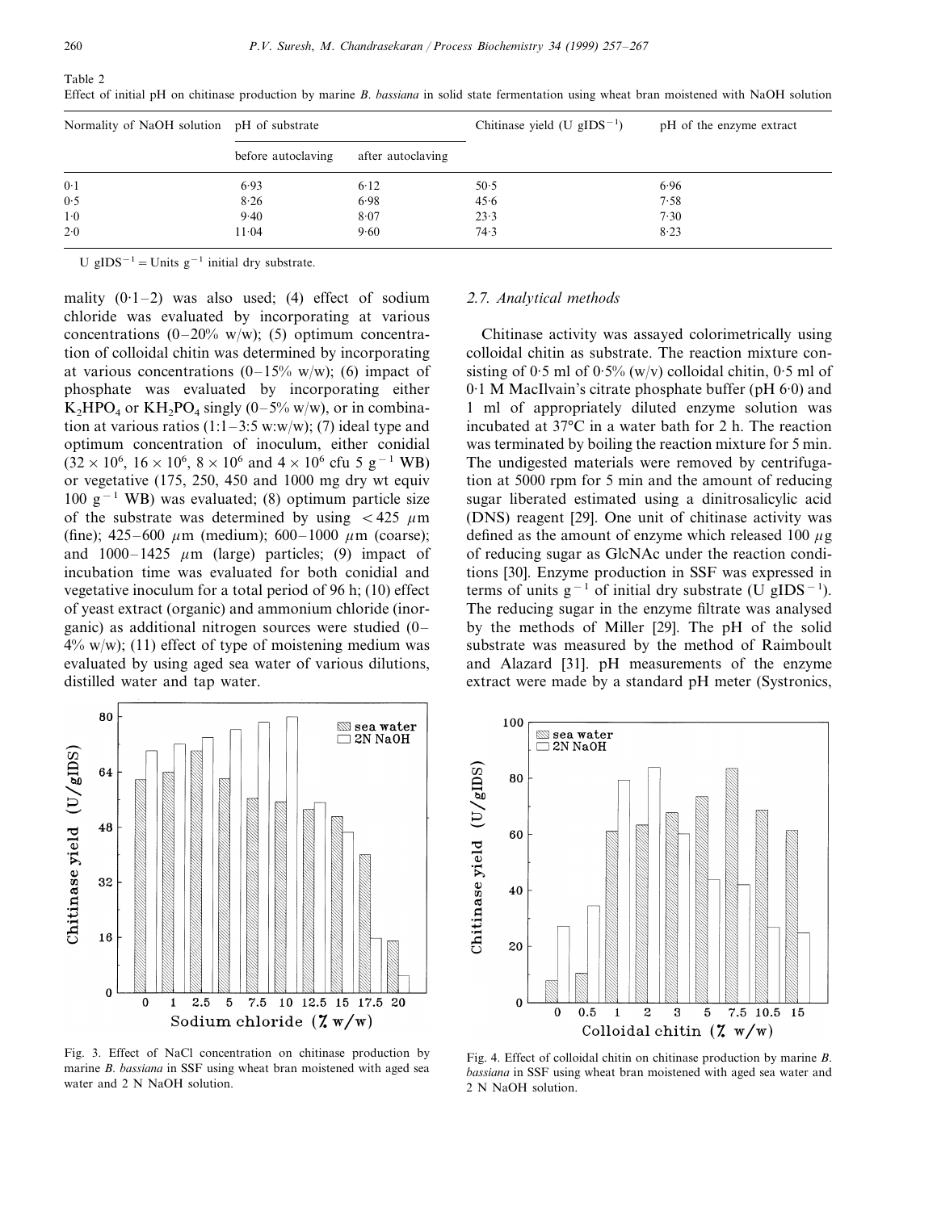Table 2
Effect of initial pH on chitinase production by marine *B. bassiana* in solid state fermentation using wheat bran moistened with NaOH solution

| Normality of NaOH solution | pH of substrate | | Chitinase yield (U $gIDS^{-1}$) | pH of the enzyme extract |
|---|---|---|---|---|
| | before autoclaving | after autoclaving | | |
| 0·1 | 6·93 | 6·12 | 50·5 | 6·96 |
| 0·5 | 8·26 | 6·98 | 45·6 | 7·58 |
| 1·0 | 9·40 | 8·07 | 23·3 | 7·30 |
| 2·0 | 11·04 | 9·60 | 74·3 | 8·23 |

U $gIDS^{-1}$ = Units $g^{-1}$ initial dry substrate.

mality (0·1–2) was also used; (4) effect of sodium chloride was evaluated by incorporating at various concentrations (0–20% w/w); (5) optimum concentration of colloidal chitin was determined by incorporating at various concentrations (0–15% w/w); (6) impact of phosphate was evaluated by incorporating either $K_2HPO_4$ or $KH_2PO_4$ singly (0–5% w/w), or in combination at various ratios (1:1–3:5 w:w/w); (7) ideal type and optimum concentration of inoculum, either conidial ($32 \times 10^6$, $16 \times 10^6$, $8 \times 10^6$ and $4 \times 10^6$ cfu 5 $g^{-1}$ WB) or vegetative (175, 250, 450 and 1000 mg dry wt equiv 100 $g^{-1}$ WB) was evaluated; (8) optimum particle size of the substrate was determined by using $<425$ $\mu$m (fine); 425–600 $\mu$m (medium); 600–1000 $\mu$m (coarse); and 1000–1425 $\mu$m (large) particles; (9) impact of incubation time was evaluated for both conidial and vegetative inoculum for a total period of 96 h; (10) effect of yeast extract (organic) and ammonium chloride (inorganic) as additional nitrogen sources were studied (0–4% w/w); (11) effect of type of moistening medium was evaluated by using aged sea water of various dilutions, distilled water and tap water.

Fig. 3. Effect of NaCl concentration on chitinase production by marine *B. bassiana* in SSF using wheat bran moistened with aged sea water and 2 N NaOH solution.

### 2.7. Analytical methods

Chitinase activity was assayed colorimetrically using colloidal chitin as substrate. The reaction mixture consisting of 0·5 ml of 0·5% (w/v) colloidal chitin, 0·5 ml of 0·1 M MacIlvain's citrate phosphate buffer (pH 6·0) and 1 ml of appropriately diluted enzyme solution was incubated at 37°C in a water bath for 2 h. The reaction was terminated by boiling the reaction mixture for 5 min. The undigested materials were removed by centrifugation at 5000 rpm for 5 min and the amount of reducing sugar liberated estimated using a dinitrosalicylic acid (DNS) reagent [29]. One unit of chitinase activity was defined as the amount of enzyme which released 100 $\mu$g of reducing sugar as GlcNAc under the reaction conditions [30]. Enzyme production in SSF was expressed in terms of units $g^{-1}$ of initial dry substrate (U $gIDS^{-1}$). The reducing sugar in the enzyme filtrate was analysed by the methods of Miller [29]. The pH of the solid substrate was measured by the method of Raimboult and Alazard [31]. pH measurements of the enzyme extract were made by a standard pH meter (Systronics,

Fig. 4. Effect of colloidal chitin on chitinase production by marine *B. bassiana* in SSF using wheat bran moistened with aged sea water and 2 N NaOH solution.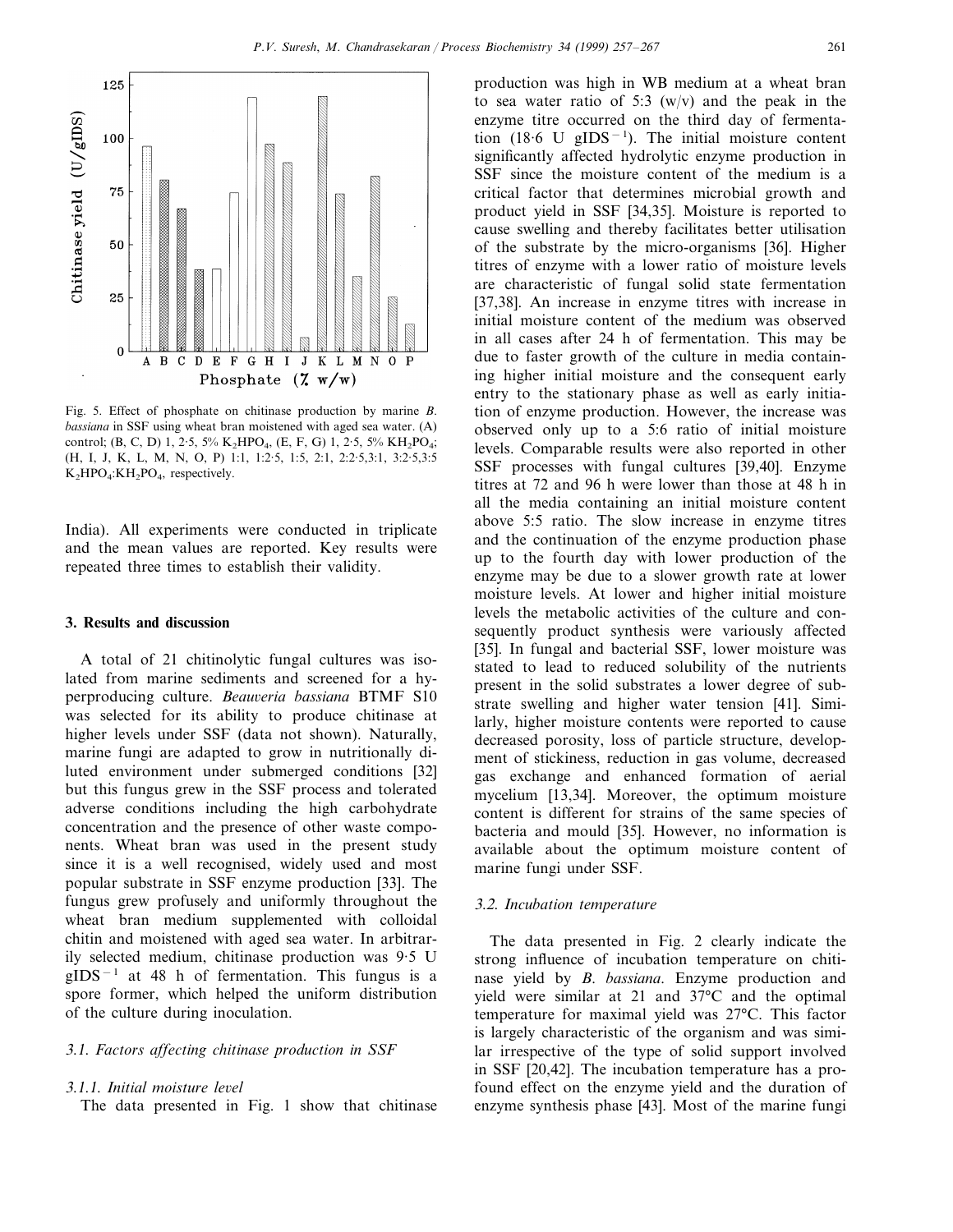Fig. 5. Effect of phosphate on chitinase production by marine *B. bassiana* in SSF using wheat bran moistened with aged sea water. (A) control; (B, C, D) 1, 2·5, 5% $K_2HPO_4$, (E, F, G) 1, 2·5, 5% $KH_2PO_4$; (H, I, J, K, L, M, N, O, P) 1:1, 1:2·5, 1:5, 2:1, 2:2·5,3:1, 3:2·5,3:5 $K_2HPO_4$:$KH_2PO_4$, respectively.

India). All experiments were conducted in triplicate and the mean values are reported. Key results were repeated three times to establish their validity.

## 3. Results and discussion

A total of 21 chitinolytic fungal cultures was isolated from marine sediments and screened for a hyperproducing culture. *Beauveria bassiana* BTMF S10 was selected for its ability to produce chitinase at higher levels under SSF (data not shown). Naturally, marine fungi are adapted to grow in nutritionally diluted environment under submerged conditions [32] but this fungus grew in the SSF process and tolerated adverse conditions including the high carbohydrate concentration and the presence of other waste components. Wheat bran was used in the present study since it is a well recognised, widely used and most popular substrate in SSF enzyme production [33]. The fungus grew profusely and uniformly throughout the wheat bran medium supplemented with colloidal chitin and moistened with aged sea water. In arbitrarily selected medium, chitinase production was 9·5 U $gIDS^{-1}$ at 48 h of fermentation. This fungus is a spore former, which helped the uniform distribution of the culture during inoculation.

### 3.1. Factors affecting chitinase production in SSF

#### 3.1.1. Initial moisture level

The data presented in Fig. 1 show that chitinase production was high in WB medium at a wheat bran to sea water ratio of 5:3 (w/v) and the peak in the enzyme titre occurred on the third day of fermentation (18·6 U $gIDS^{-1}$). The initial moisture content significantly affected hydrolytic enzyme production in SSF since the moisture content of the medium is a critical factor that determines microbial growth and product yield in SSF [34,35]. Moisture is reported to cause swelling and thereby facilitates better utilisation of the substrate by the micro-organisms [36]. Higher titres of enzyme with a lower ratio of moisture levels are characteristic of fungal solid state fermentation [37,38]. An increase in enzyme titres with increase in initial moisture content of the medium was observed in all cases after 24 h of fermentation. This may be due to faster growth of the culture in media containing higher initial moisture and the consequent early entry to the stationary phase as well as early initiation of enzyme production. However, the increase was observed only up to a 5:6 ratio of initial moisture levels. Comparable results were also reported in other SSF processes with fungal cultures [39,40]. Enzyme titres at 72 and 96 h were lower than those at 48 h in all the media containing an initial moisture content above 5:5 ratio. The slow increase in enzyme titres and the continuation of the enzyme production phase up to the fourth day with lower production of the enzyme may be due to a slower growth rate at lower moisture levels. At lower and higher initial moisture levels the metabolic activities of the culture and consequently product synthesis were variously affected [35]. In fungal and bacterial SSF, lower moisture was stated to lead to reduced solubility of the nutrients present in the solid substrates a lower degree of substrate swelling and higher water tension [41]. Similarly, higher moisture contents were reported to cause decreased porosity, loss of particle structure, development of stickiness, reduction in gas volume, decreased gas exchange and enhanced formation of aerial mycelium [13,34]. Moreover, the optimum moisture content is different for strains of the same species of bacteria and mould [35]. However, no information is available about the optimum moisture content of marine fungi under SSF.

### 3.2. Incubation temperature

The data presented in Fig. 2 clearly indicate the strong influence of incubation temperature on chitinase yield by *B. bassiana*. Enzyme production and yield were similar at 21 and 37°C and the optimal temperature for maximal yield was 27°C. This factor is largely characteristic of the organism and was similar irrespective of the type of solid support involved in SSF [20,42]. The incubation temperature has a profound effect on the enzyme yield and the duration of enzyme synthesis phase [43]. Most of the marine fungi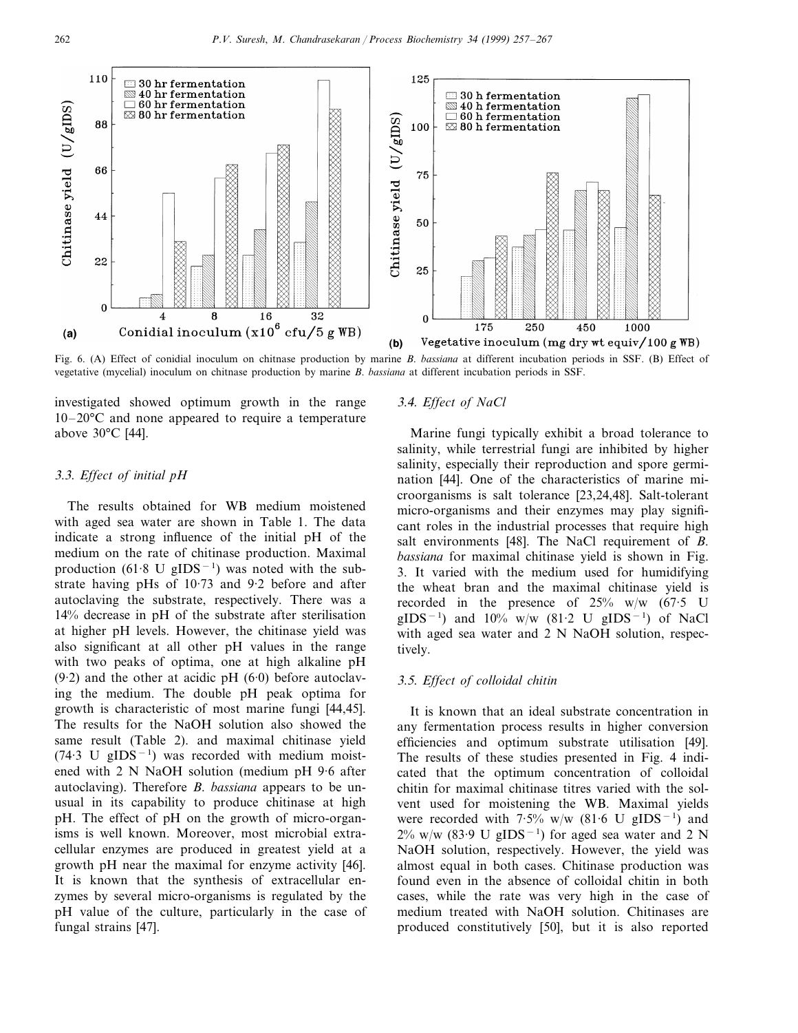Fig. 6. (A) Effect of conidial inoculum on chitnase production by marine *B. bassiana* at different incubation periods in SSF. (B) Effect of vegetative (mycelial) inoculum on chitnase production by marine *B. bassiana* at different incubation periods in SSF.

investigated showed optimum growth in the range 10–20°C and none appeared to require a temperature above 30°C [44].

### 3.3. Effect of initial pH

The results obtained for WB medium moistened with aged sea water are shown in Table 1. The data indicate a strong influence of the initial pH of the medium on the rate of chitinase production. Maximal production (61·8 U $gIDS^{-1}$) was noted with the substrate having pHs of 10·73 and 9·2 before and after autoclaving the substrate, respectively. There was a 14% decrease in pH of the substrate after sterilisation at higher pH levels. However, the chitinase yield was also significant at all other pH values in the range with two peaks of optima, one at high alkaline pH (9·2) and the other at acidic pH (6·0) before autoclaving the medium. The double pH peak optima for growth is characteristic of most marine fungi [44,45]. The results for the NaOH solution also showed the same result (Table 2). and maximal chitinase yield (74·3 U $gIDS^{-1}$) was recorded with medium moistened with 2 N NaOH solution (medium pH 9·6 after autoclaving). Therefore *B. bassiana* appears to be unusual in its capability to produce chitinase at high pH. The effect of pH on the growth of micro-organisms is well known. Moreover, most microbial extracellular enzymes are produced in greatest yield at a growth pH near the maximal for enzyme activity [46]. It is known that the synthesis of extracellular enzymes by several micro-organisms is regulated by the pH value of the culture, particularly in the case of fungal strains [47].

### 3.4. Effect of NaCl

Marine fungi typically exhibit a broad tolerance to salinity, while terrestrial fungi are inhibited by higher salinity, especially their reproduction and spore germination [44]. One of the characteristics of marine microorganisms is salt tolerance [23,24,48]. Salt-tolerant micro-organisms and their enzymes may play significant roles in the industrial processes that require high salt environments [48]. The NaCl requirement of *B. bassiana* for maximal chitinase yield is shown in Fig. 3. It varied with the medium used for humidifying the wheat bran and the maximal chitinase yield is recorded in the presence of 25% w/w (67·5 U $gIDS^{-1}$) and 10% w/w (81·2 U $gIDS^{-1}$) of NaCl with aged sea water and 2 N NaOH solution, respectively.

### 3.5. Effect of colloidal chitin

It is known that an ideal substrate concentration in any fermentation process results in higher conversion efficiencies and optimum substrate utilisation [49]. The results of these studies presented in Fig. 4 indicated that the optimum concentration of colloidal chitin for maximal chitinase titres varied with the solvent used for moistening the WB. Maximal yields were recorded with 7·5% w/w (81·6 U $gIDS^{-1}$) and 2% w/w (83·9 U $gIDS^{-1}$) for aged sea water and 2 N NaOH solution, respectively. However, the yield was almost equal in both cases. Chitinase production was found even in the absence of colloidal chitin in both cases, while the rate was very high in the case of medium treated with NaOH solution. Chitinases are produced constitutively [50], but it is also reported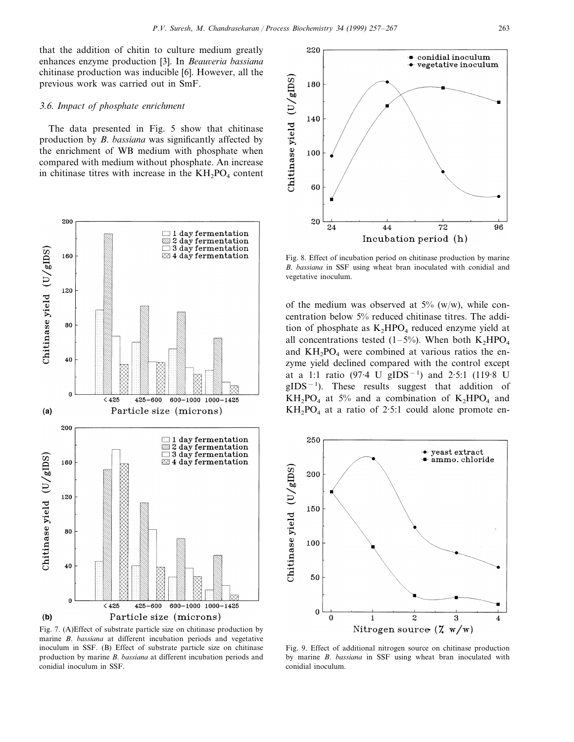that the addition of chitin to culture medium greatly enhances enzyme production [3]. In *Beauveria bassiana* chitinase production was inducible [6]. However, all the previous work was carried out in SmF.

### 3.6. Impact of phosphate enrichment

The data presented in Fig. 5 show that chitinase production by *B. bassiana* was significantly affected by the enrichment of WB medium with phosphate when compared with medium without phosphate. An increase in chitinase titres with increase in the $KH_2PO_4$ content of the medium was observed at 5% (w/w), while concentration below 5% reduced chitinase titres. The addition of phosphate as $K_2HPO_4$ reduced enzyme yield at all concentrations tested (1–5%). When both $K_2HPO_4$ and $KH_2PO_4$ were combined at various ratios the enzyme yield declined compared with the control except at a 1:1 ratio (97·4 U $gIDS^{-1}$) and 2·5:1 (119·8 U $gIDS^{-1}$). These results suggest that addition of $KH_2PO_4$ at 5% and a combination of $K_2HPO_4$ and $KH_2PO_4$ at a ratio of 2·5:1 could alone promote en-

Fig. 7. (A)Effect of substrate particle size on chitinase production by marine *B. bassiana* at different incubation periods and vegetative inoculum in SSF. (B) Effect of substrate particle size on chitinase production by marine *B. bassiana* at different incubation periods and conidial inoculum in SSF.

Fig. 8. Effect of incubation period on chitinase production by marine *B. bassiana* in SSF using wheat bran inoculated with conidial and vegetative inoculum.

Fig. 9. Effect of additional nitrogen source on chitinase production by marine *B. bassiana* in SSF using wheat bran inoculated with conidial inoculum.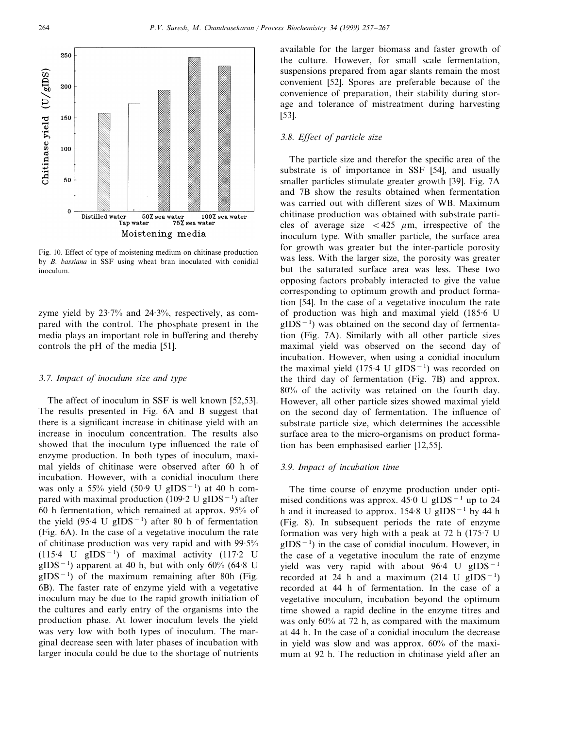Fig. 10. Effect of type of moistening medium on chitinase production by *B. bassiana* in SSF using wheat bran inoculated with conidial inoculum.

zyme yield by 23·7% and 24·3%, respectively, as compared with the control. The phosphate present in the media plays an important role in buffering and thereby controls the pH of the media [51].

### 3.7. Impact of inoculum size and type

The affect of inoculum in SSF is well known [52,53]. The results presented in Fig. 6A and B suggest that there is a significant increase in chitinase yield with an increase in inoculum concentration. The results also showed that the inoculum type influenced the rate of enzyme production. In both types of inoculum, maximal yields of chitinase were observed after 60 h of incubation. However, with a conidial inoculum there was only a 55% yield (50·9 U $gIDS^{-1}$) at 40 h compared with maximal production (109·2 U $gIDS^{-1}$) after 60 h fermentation, which remained at approx. 95% of the yield (95·4 U $gIDS^{-1}$) after 80 h of fermentation (Fig. 6A). In the case of a vegetative inoculum the rate of chitinase production was very rapid and with 99·5% (115·4 U $gIDS^{-1}$) of maximal activity (117·2 U $gIDS^{-1}$) apparent at 40 h, but with only 60% (64·8 U $gIDS^{-1}$) of the maximum remaining after 80h (Fig. 6B). The faster rate of enzyme yield with a vegetative inoculum may be due to the rapid growth initiation of the cultures and early entry of the organisms into the production phase. At lower inoculum levels the yield was very low with both types of inoculum. The marginal decrease seen with later phases of incubation with larger inocula could be due to the shortage of nutrients available for the larger biomass and faster growth of the culture. However, for small scale fermentation, suspensions prepared from agar slants remain the most convenient [52]. Spores are preferable because of the convenience of preparation, their stability during storage and tolerance of mistreatment during harvesting [53].

### 3.8. Effect of particle size

The particle size and therefor the specific area of the substrate is of importance in SSF [54], and usually smaller particles stimulate greater growth [39]. Fig. 7A and 7B show the results obtained when fermentation was carried out with different sizes of WB. Maximum chitinase production was obtained with substrate particles of average size $< 425$ $\mu$m, irrespective of the inoculum type. With smaller particle, the surface area for growth was greater but the inter-particle porosity was less. With the larger size, the porosity was greater but the saturated surface area was less. These two opposing factors probably interacted to give the value corresponding to optimum growth and product formation [54]. In the case of a vegetative inoculum the rate of production was high and maximal yield (185·6 U $gIDS^{-1}$) was obtained on the second day of fermentation (Fig. 7A). Similarly with all other particle sizes maximal yield was observed on the second day of incubation. However, when using a conidial inoculum the maximal yield (175·4 U $gIDS^{-1}$) was recorded on the third day of fermentation (Fig. 7B) and approx. 80% of the activity was retained on the fourth day. However, all other particle sizes showed maximal yield on the second day of fermentation. The influence of substrate particle size, which determines the accessible surface area to the micro-organisms on product formation has been emphasised earlier [12,55].

### 3.9. Impact of incubation time

The time course of enzyme production under optimised conditions was approx. 45·0 U $gIDS^{-1}$ up to 24 h and it increased to approx. 154·8 U $gIDS^{-1}$ by 44 h (Fig. 8). In subsequent periods the rate of enzyme formation was very high with a peak at 72 h (175·7 U $gIDS^{-1}$) in the case of conidial inoculum. However, in the case of a vegetative inoculum the rate of enzyme yield was very rapid with about 96·4 U $gIDS^{-1}$ recorded at 24 h and a maximum (214 U $gIDS^{-1}$) recorded at 44 h of fermentation. In the case of a vegetative inoculum, incubation beyond the optimum time showed a rapid decline in the enzyme titres and was only 60% at 72 h, as compared with the maximum at 44 h. In the case of a conidial inoculum the decrease in yield was slow and was approx. 60% of the maximum at 92 h. The reduction in chitinase yield after an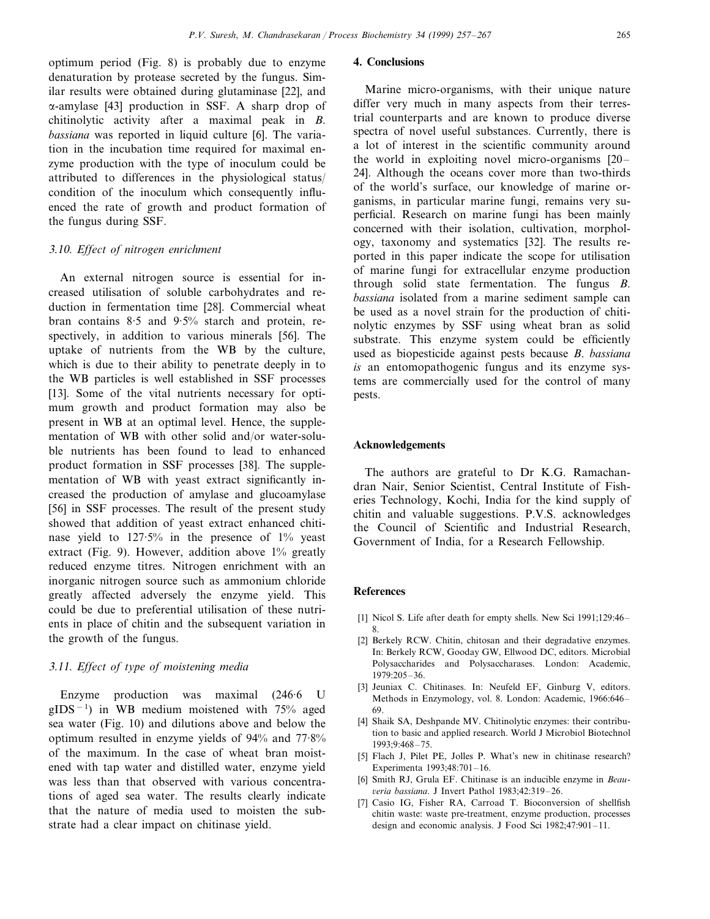optimum period (Fig. 8) is probably due to enzyme denaturation by protease secreted by the fungus. Similar results were obtained during glutaminase [22], and α-amylase [43] production in SSF. A sharp drop of chitinolytic activity after a maximal peak in *B. bassiana* was reported in liquid culture [6]. The variation in the incubation time required for maximal enzyme production with the type of inoculum could be attributed to differences in the physiological status/condition of the inoculum which consequently influenced the rate of growth and product formation of the fungus during SSF.

### 3.10. Effect of nitrogen enrichment

An external nitrogen source is essential for increased utilisation of soluble carbohydrates and reduction in fermentation time [28]. Commercial wheat bran contains 8·5 and 9·5% starch and protein, respectively, in addition to various minerals [56]. The uptake of nutrients from the WB by the culture, which is due to their ability to penetrate deeply in to the WB particles is well established in SSF processes [13]. Some of the vital nutrients necessary for optimum growth and product formation may also be present in WB at an optimal level. Hence, the supplementation of WB with other solid and/or water-soluble nutrients has been found to lead to enhanced product formation in SSF processes [38]. The supplementation of WB with yeast extract significantly increased the production of amylase and glucoamylase [56] in SSF processes. The result of the present study showed that addition of yeast extract enhanced chitinase yield to 127·5% in the presence of 1% yeast extract (Fig. 9). However, addition above 1% greatly reduced enzyme titres. Nitrogen enrichment with an inorganic nitrogen source such as ammonium chloride greatly affected adversely the enzyme yield. This could be due to preferential utilisation of these nutrients in place of chitin and the subsequent variation in the growth of the fungus.

### 3.11. Effect of type of moistening media

Enzyme production was maximal (246·6 U $gIDS^{-1}$) in WB medium moistened with 75% aged sea water (Fig. 10) and dilutions above and below the optimum resulted in enzyme yields of 94% and 77·8% of the maximum. In the case of wheat bran moistened with tap water and distilled water, enzyme yield was less than that observed with various concentrations of aged sea water. The results clearly indicate that the nature of media used to moisten the substrate had a clear impact on chitinase yield.

## 4. Conclusions

Marine micro-organisms, with their unique nature differ very much in many aspects from their terrestrial counterparts and are known to produce diverse spectra of novel useful substances. Currently, there is a lot of interest in the scientific community around the world in exploiting novel micro-organisms [20–24]. Although the oceans cover more than two-thirds of the world's surface, our knowledge of marine organisms, in particular marine fungi, remains very superficial. Research on marine fungi has been mainly concerned with their isolation, cultivation, morphology, taxonomy and systematics [32]. The results reported in this paper indicate the scope for utilisation of marine fungi for extracellular enzyme production through solid state fermentation. The fungus *B. bassiana* isolated from a marine sediment sample can be used as a novel strain for the production of chitinolytic enzymes by SSF using wheat bran as solid substrate. This enzyme system could be efficiently used as biopesticide against pests because *B. bassiana is* an entomopathogenic fungus and its enzyme systems are commercially used for the control of many pests.

## Acknowledgements

The authors are grateful to Dr K.G. Ramachandran Nair, Senior Scientist, Central Institute of Fisheries Technology, Kochi, India for the kind supply of chitin and valuable suggestions. P.V.S. acknowledges the Council of Scientific and Industrial Research, Government of India, for a Research Fellowship.

## References

[1] Nicol S. Life after death for empty shells. New Sci 1991;129:46–8.

[2] Berkely RCW. Chitin, chitosan and their degradative enzymes. In: Berkely RCW, Gooday GW, Ellwood DC, editors. Microbial Polysaccharides and Polysaccharases. London: Academic, 1979:205–36.

[3] Jeuniax C. Chitinases. In: Neufeld EF, Ginburg V, editors. Methods in Enzymology, vol. 8. London: Academic, 1966:646–69.

[4] Shaik SA, Deshpande MV. Chitinolytic enzymes: their contribution to basic and applied research. World J Microbiol Biotechnol 1993;9:468–75.

[5] Flach J, Pilet PE, Jolles P. What's new in chitinase research? Experimenta 1993;48:701–16.

[6] Smith RJ, Grula EF. Chitinase is an inducible enzyme in *Beauveria bassiana*. J Invert Pathol 1983;42:319–26.

[7] Casio IG, Fisher RA, Carroad T. Bioconversion of shellfish chitin waste: waste pre-treatment, enzyme production, processes design and economic analysis. J Food Sci 1982;47:901–11.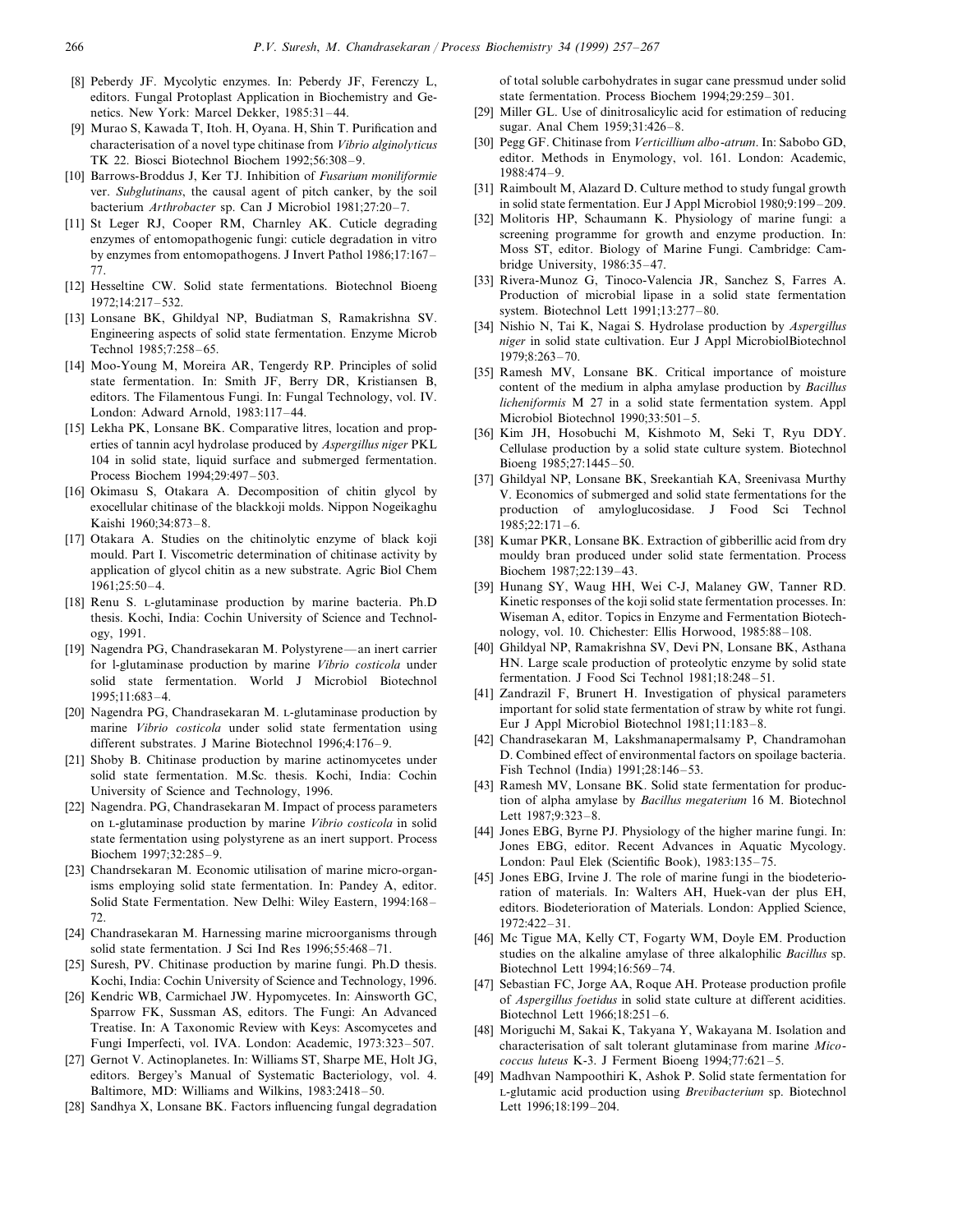[8] Peberdy JF. Mycolytic enzymes. In: Peberdy JF, Ferenczy L, editors. Fungal Protoplast Application in Biochemistry and Genetics. New York: Marcel Dekker, 1985:31–44.

[9] Murao S, Kawada T, Itoh. H, Oyana. H, Shin T. Purification and characterisation of a novel type chitinase from *Vibrio alginolyticus* TK 22. Biosci Biotechnol Biochem 1992;56:308–9.

[10] Barrows-Broddus J, Ker TJ. Inhibition of *Fusarium moniliformie* ver. *Subglutinans*, the causal agent of pitch canker, by the soil bacterium *Arthrobacter* sp. Can J Microbiol 1981;27:20–7.

[11] St Leger RJ, Cooper RM, Charnley AK. Cuticle degrading enzymes of entomopathogenic fungi: cuticle degradation in vitro by enzymes from entomopathogens. J Invert Pathol 1986;17:167–77.

[12] Hesseltine CW. Solid state fermentations. Biotechnol Bioeng 1972;14:217–532.

[13] Lonsane BK, Ghildyal NP, Budiatman S, Ramakrishna SV. Engineering aspects of solid state fermentation. Enzyme Microb Technol 1985;7:258–65.

[14] Moo-Young M, Moreira AR, Tengerdy RP. Principles of solid state fermentation. In: Smith JF, Berry DR, Kristiansen B, editors. The Filamentous Fungi. In: Fungal Technology, vol. IV. London: Adward Arnold, 1983:117–44.

[15] Lekha PK, Lonsane BK. Comparative litres, location and properties of tannin acyl hydrolase produced by *Aspergillus niger* PKL 104 in solid state, liquid surface and submerged fermentation. Process Biochem 1994;29:497–503.

[16] Okimasu S, Otakara A. Decomposition of chitin glycol by exocellular chitinase of the blackkoji molds. Nippon Nogeikaghu Kaishi 1960;34:873–8.

[17] Otakara A. Studies on the chitinolytic enzyme of black koji mould. Part I. Viscometric determination of chitinase activity by application of glycol chitin as a new substrate. Agric Biol Chem 1961;25:50–4.

[18] Renu S. L-glutaminase production by marine bacteria. Ph.D thesis. Kochi, India: Cochin University of Science and Technology, 1991.

[19] Nagendra PG, Chandrasekaran M. Polystyrene—an inert carrier for l-glutaminase production by marine *Vibrio costicola* under solid state fermentation. World J Microbiol Biotechnol 1995;11:683–4.

[20] Nagendra PG, Chandrasekaran M. L-glutaminase production by marine *Vibrio costicola* under solid state fermentation using different substrates. J Marine Biotechnol 1996;4:176–9.

[21] Shoby B. Chitinase production by marine actinomycetes under solid state fermentation. M.Sc. thesis. Kochi, India: Cochin University of Science and Technology, 1996.

[22] Nagendra. PG, Chandrasekaran M. Impact of process parameters on L-glutaminase production by marine *Vibrio costicola* in solid state fermentation using polystyrene as an inert support. Process Biochem 1997;32:285–9.

[23] Chandrsekaran M. Economic utilisation of marine micro-organisms employing solid state fermentation. In: Pandey A, editor. Solid State Fermentation. New Delhi: Wiley Eastern, 1994:168–72.

[24] Chandrasekaran M. Harnessing marine microorganisms through solid state fermentation. J Sci Ind Res 1996;55:468–71.

[25] Suresh, PV. Chitinase production by marine fungi. Ph.D thesis. Kochi, India: Cochin University of Science and Technology, 1996.

[26] Kendric WB, Carmichael JW. Hypomycetes. In: Ainsworth GC, Sparrow FK, Sussman AS, editors. The Fungi: An Advanced Treatise. In: A Taxonomic Review with Keys: Ascomycetes and Fungi Imperfecti, vol. IVA. London: Academic, 1973:323–507.

[27] Gernot V. Actinoplanetes. In: Williams ST, Sharpe ME, Holt JG, editors. Bergey's Manual of Systematic Bacteriology, vol. 4. Baltimore, MD: Williams and Wilkins, 1983:2418–50.

[28] Sandhya X, Lonsane BK. Factors influencing fungal degradation of total soluble carbohydrates in sugar cane pressmud under solid state fermentation. Process Biochem 1994;29:259–301.

[29] Miller GL. Use of dinitrosalicylic acid for estimation of reducing sugar. Anal Chem 1959;31:426–8.

[30] Pegg GF. Chitinase from *Verticillium albo-atrum*. In: Sabobo GD, editor. Methods in Enymology, vol. 161. London: Academic, 1988:474–9.

[31] Raimboult M, Alazard D. Culture method to study fungal growth in solid state fermentation. Eur J Appl Microbiol 1980;9:199–209.

[32] Molitoris HP, Schaumann K. Physiology of marine fungi: a screening programme for growth and enzyme production. In: Moss ST, editor. Biology of Marine Fungi. Cambridge: Cambridge University, 1986:35–47.

[33] Rivera-Munoz G, Tinoco-Valencia JR, Sanchez S, Farres A. Production of microbial lipase in a solid state fermentation system. Biotechnol Lett 1991;13:277–80.

[34] Nishio N, Tai K, Nagai S. Hydrolase production by *Aspergillus niger* in solid state cultivation. Eur J Appl MicrobiolBiotechnol 1979;8:263–70.

[35] Ramesh MV, Lonsane BK. Critical importance of moisture content of the medium in alpha amylase production by *Bacillus licheniformis* M 27 in a solid state fermentation system. Appl Microbiol Biotechnol 1990;33:501–5.

[36] Kim JH, Hosobuchi M, Kishmoto M, Seki T, Ryu DDY. Cellulase production by a solid state culture system. Biotechnol Bioeng 1985;27:1445–50.

[37] Ghildyal NP, Lonsane BK, Sreekantiah KA, Sreenivasa Murthy V. Economics of submerged and solid state fermentations for the production of amyloglucosidase. J Food Sci Technol 1985;22:171–6.

[38] Kumar PKR, Lonsane BK. Extraction of gibberillic acid from dry mouldy bran produced under solid state fermentation. Process Biochem 1987;22:139–43.

[39] Hunang SY, Waug HH, Wei C-J, Malaney GW, Tanner RD. Kinetic responses of the koji solid state fermentation processes. In: Wiseman A, editor. Topics in Enzyme and Fermentation Biotechnology, vol. 10. Chichester: Ellis Horwood, 1985:88–108.

[40] Ghildyal NP, Ramakrishna SV, Devi PN, Lonsane BK, Asthana HN. Large scale production of proteolytic enzyme by solid state fermentation. J Food Sci Technol 1981;18:248–51.

[41] Zandrazil F, Brunert H. Investigation of physical parameters important for solid state fermentation of straw by white rot fungi. Eur J Appl Microbiol Biotechnol 1981;11:183–8.

[42] Chandrasekaran M, Lakshmanapermalsamy P, Chandramohan D. Combined effect of environmental factors on spoilage bacteria. Fish Technol (India) 1991;28:146–53.

[43] Ramesh MV, Lonsane BK. Solid state fermentation for production of alpha amylase by *Bacillus megaterium* 16 M. Biotechnol Lett 1987;9:323–8.

[44] Jones EBG, Byrne PJ. Physiology of the higher marine fungi. In: Jones EBG, editor. Recent Advances in Aquatic Mycology. London: Paul Elek (Scientific Book), 1983:135–75.

[45] Jones EBG, Irvine J. The role of marine fungi in the biodeterioration of materials. In: Walters AH, Huek-van der plus EH, editors. Biodeterioration of Materials. London: Applied Science, 1972:422–31.

[46] Mc Tigue MA, Kelly CT, Fogarty WM, Doyle EM. Production studies on the alkaline amylase of three alkalophilic *Bacillus* sp. Biotechnol Lett 1994;16:569–74.

[47] Sebastian FC, Jorge AA, Roque AH. Protease production profile of *Aspergillus foetidus* in solid state culture at different acidities. Biotechnol Lett 1966;18:251–6.

[48] Moriguchi M, Sakai K, Takyana Y, Wakayana M. Isolation and characterisation of salt tolerant glutaminase from marine *Micococcus luteus* K-3. J Ferment Bioeng 1994;77:621–5.

[49] Madhvan Nampoothiri K, Ashok P. Solid state fermentation for L-glutamic acid production using *Brevibacterium* sp. Biotechnol Lett 1996;18:199–204.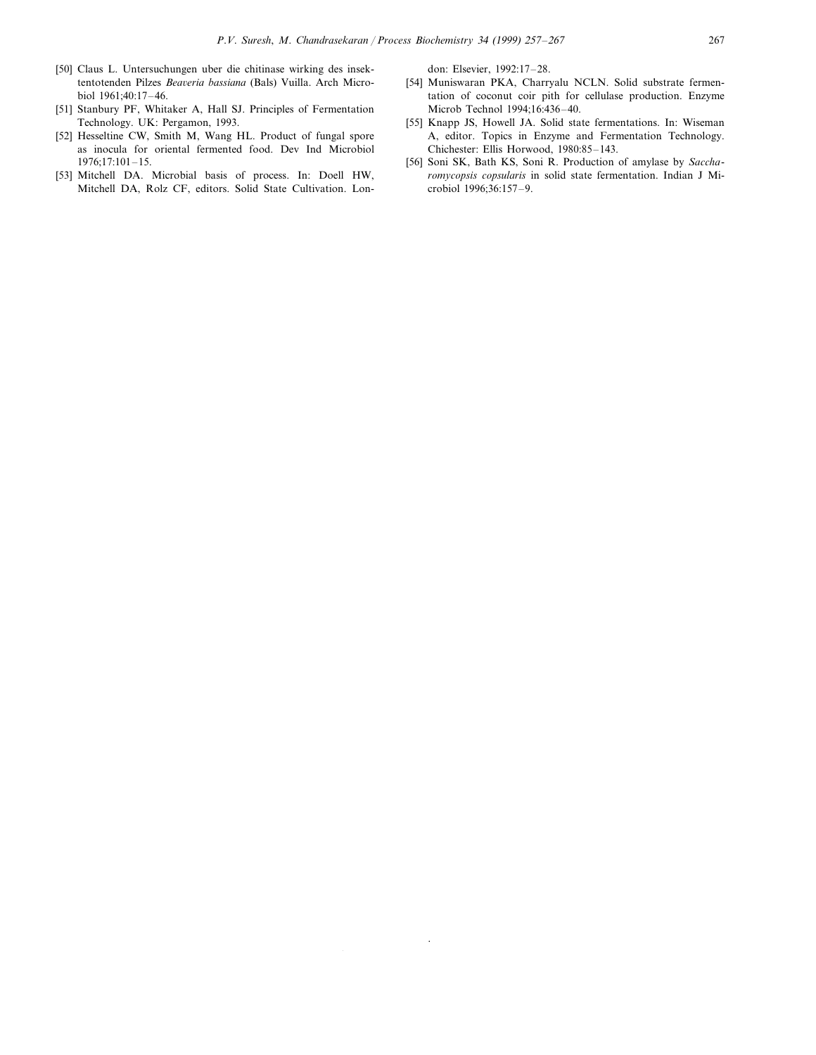[50] Claus L. Untersuchungen uber die chitinase wirking des insektentotenden Pilzes *Beaveria bassiana* (Bals) Vuilla. Arch Microbiol 1961;40:17–46.

[51] Stanbury PF, Whitaker A, Hall SJ. Principles of Fermentation Technology. UK: Pergamon, 1993.

[52] Hesseltine CW, Smith M, Wang HL. Product of fungal spore as inocula for oriental fermented food. Dev Ind Microbiol 1976;17:101–15.

[53] Mitchell DA. Microbial basis of process. In: Doell HW, Mitchell DA, Rolz CF, editors. Solid State Cultivation. London: Elsevier, 1992:17–28.

[54] Muniswaran PKA, Charryalu NCLN. Solid substrate fermentation of coconut coir pith for cellulase production. Enzyme Microb Technol 1994;16:436–40.

[55] Knapp JS, Howell JA. Solid state fermentations. In: Wiseman A, editor. Topics in Enzyme and Fermentation Technology. Chichester: Ellis Horwood, 1980:85–143.

[56] Soni SK, Bath KS, Soni R. Production of amylase by *Saccharomycopsis copsularis* in solid state fermentation. Indian J Microbiol 1996;36:157–9.